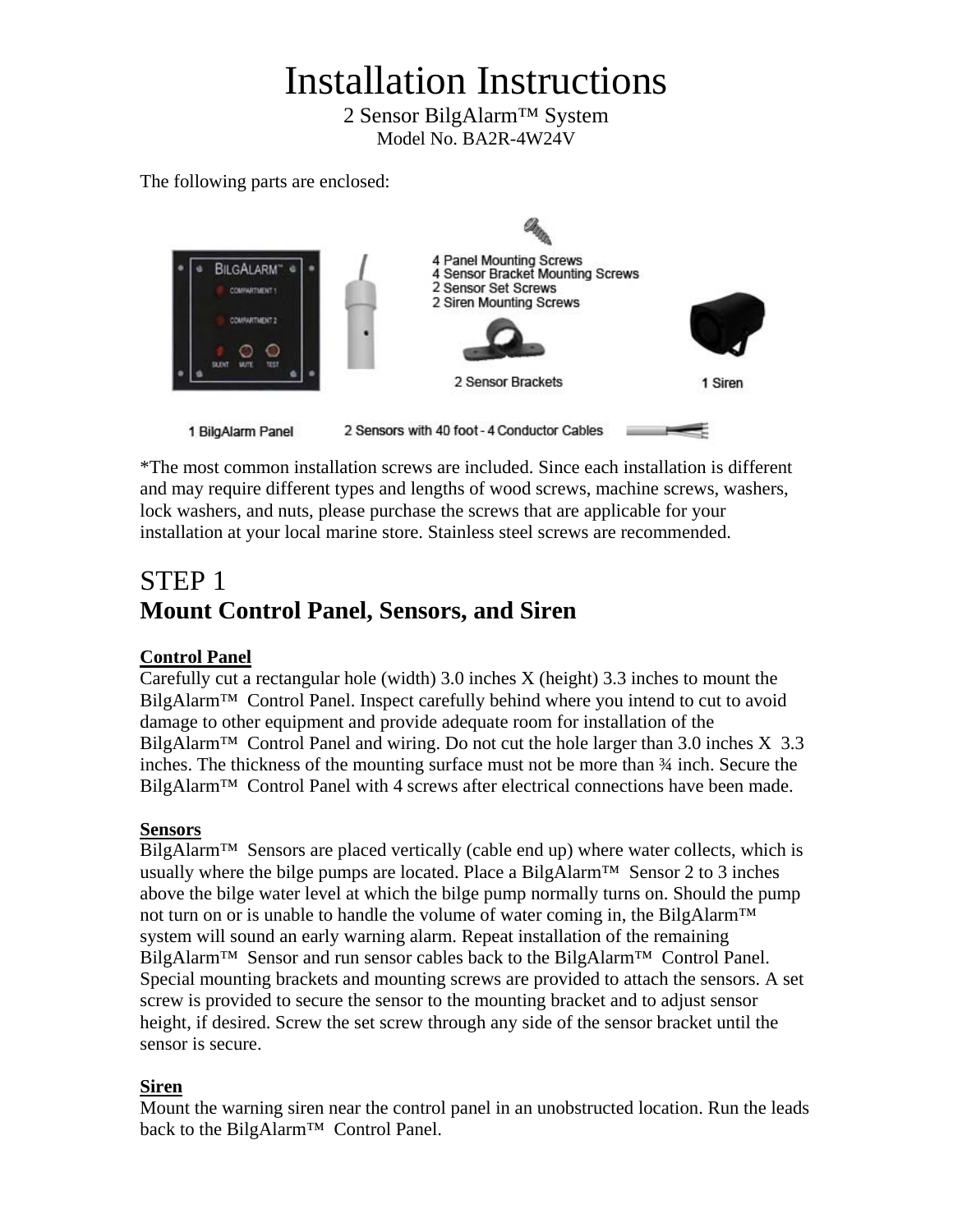# Installation Instructions

2 Sensor BilgAlarm™ System

Model No. BA2R-4W24V

The following parts are enclosed:

4 Panel Mounting Screws
4 Sensor Bracket Mounting Screws
2 Sensor Set Screws
2 Siren Mounting Screws

2 Sensor Brackets

1 Siren

1 BilgAlarm Panel

2 Sensors with 40 foot - 4 Conductor Cables

*The most common installation screws are included. Since each installation is different and may require different types and lengths of wood screws, machine screws, washers, lock washers, and nuts, please purchase the screws that are applicable for your installation at your local marine store. Stainless steel screws are recommended.

## STEP 1
## Mount Control Panel, Sensors, and Siren

**Control Panel**

Carefully cut a rectangular hole (width) 3.0 inches X (height) 3.3 inches to mount the BilgAlarm™ Control Panel. Inspect carefully behind where you intend to cut to avoid damage to other equipment and provide adequate room for installation of the BilgAlarm™ Control Panel and wiring. Do not cut the hole larger than 3.0 inches X 3.3 inches. The thickness of the mounting surface must not be more than ¾ inch. Secure the BilgAlarm™ Control Panel with 4 screws after electrical connections have been made.

**Sensors**

BilgAlarm™ Sensors are placed vertically (cable end up) where water collects, which is usually where the bilge pumps are located. Place a BilgAlarm™ Sensor 2 to 3 inches above the bilge water level at which the bilge pump normally turns on. Should the pump not turn on or is unable to handle the volume of water coming in, the BilgAlarm™ system will sound an early warning alarm. Repeat installation of the remaining BilgAlarm™ Sensor and run sensor cables back to the BilgAlarm™ Control Panel. Special mounting brackets and mounting screws are provided to attach the sensors. A set screw is provided to secure the sensor to the mounting bracket and to adjust sensor height, if desired. Screw the set screw through any side of the sensor bracket until the sensor is secure.

**Siren**

Mount the warning siren near the control panel in an unobstructed location. Run the leads back to the BilgAlarm™ Control Panel.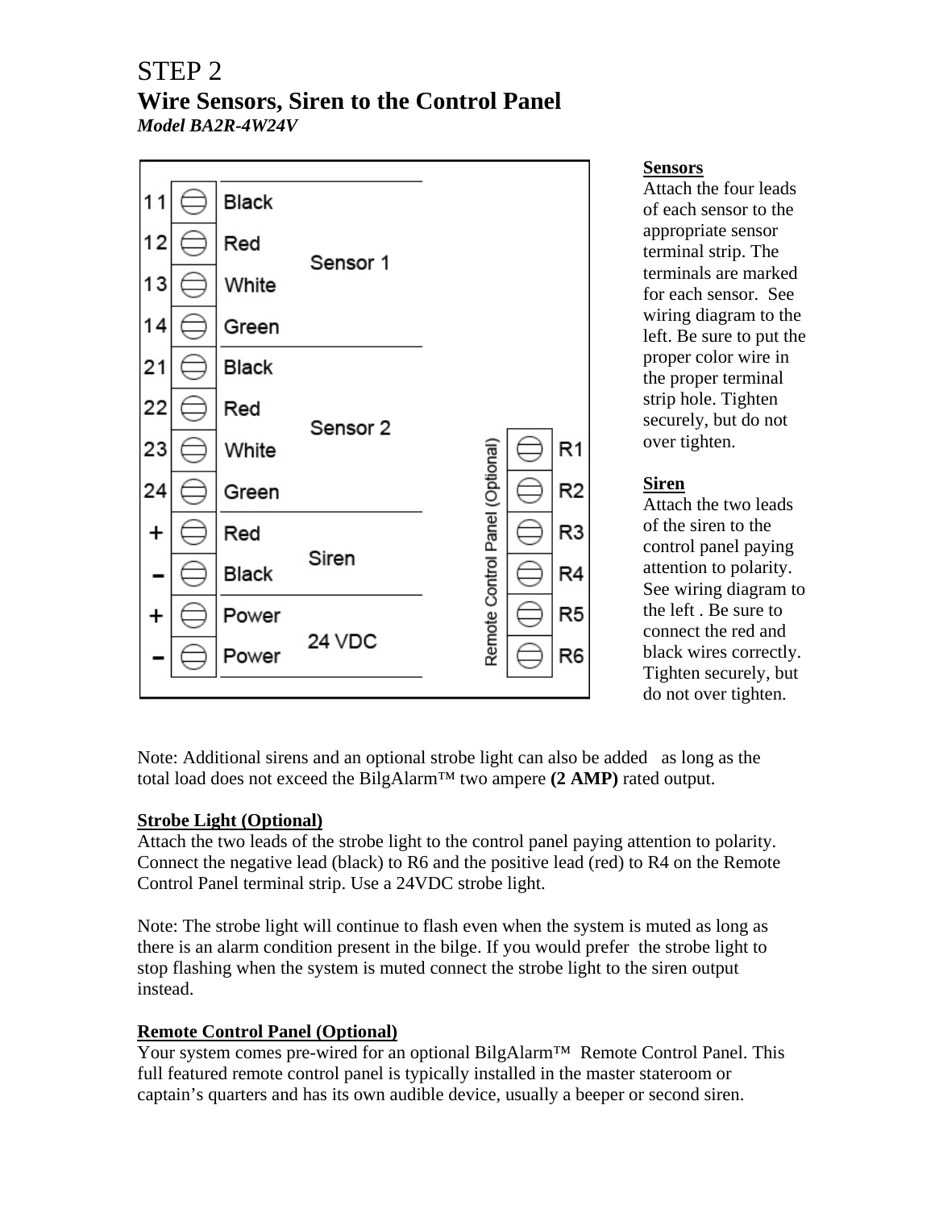# STEP 2

## Wire Sensors, Siren to the Control Panel

***Model BA2R-4W24V***

| Terminal | Wire | Connection |
| --- | --- | --- |
| 11 | Black | Sensor 1 |
| 12 | Red | Sensor 1 |
| 13 | White | Sensor 1 |
| 14 | Green | Sensor 1 |
| 21 | Black | Sensor 2 |
| 22 | Red | Sensor 2 |
| 23 | White | Sensor 2 |
| 24 | Green | Sensor 2 |
| + | Red | Siren |
| – | Black | Siren |
| + | Power | 24 VDC |
| – | Power | 24 VDC |

Remote Control Panel (Optional): R1, R2, R3, R4, R5, R6

**Sensors**

Attach the four leads of each sensor to the appropriate sensor terminal strip. The terminals are marked for each sensor. See wiring diagram to the left. Be sure to put the proper color wire in the proper terminal strip hole. Tighten securely, but do not over tighten.

**Siren**

Attach the two leads of the siren to the control panel paying attention to polarity. See wiring diagram to the left . Be sure to connect the red and black wires correctly. Tighten securely, but do not over tighten.

Note: Additional sirens and an optional strobe light can also be added as long as the total load does not exceed the BilgAlarm™ two ampere **(2 AMP)** rated output.

**Strobe Light (Optional)**

Attach the two leads of the strobe light to the control panel paying attention to polarity. Connect the negative lead (black) to R6 and the positive lead (red) to R4 on the Remote Control Panel terminal strip. Use a 24VDC strobe light.

Note: The strobe light will continue to flash even when the system is muted as long as there is an alarm condition present in the bilge. If you would prefer the strobe light to stop flashing when the system is muted connect the strobe light to the siren output instead.

**Remote Control Panel (Optional)**

Your system comes pre-wired for an optional BilgAlarm™ Remote Control Panel. This full featured remote control panel is typically installed in the master stateroom or captain's quarters and has its own audible device, usually a beeper or second siren.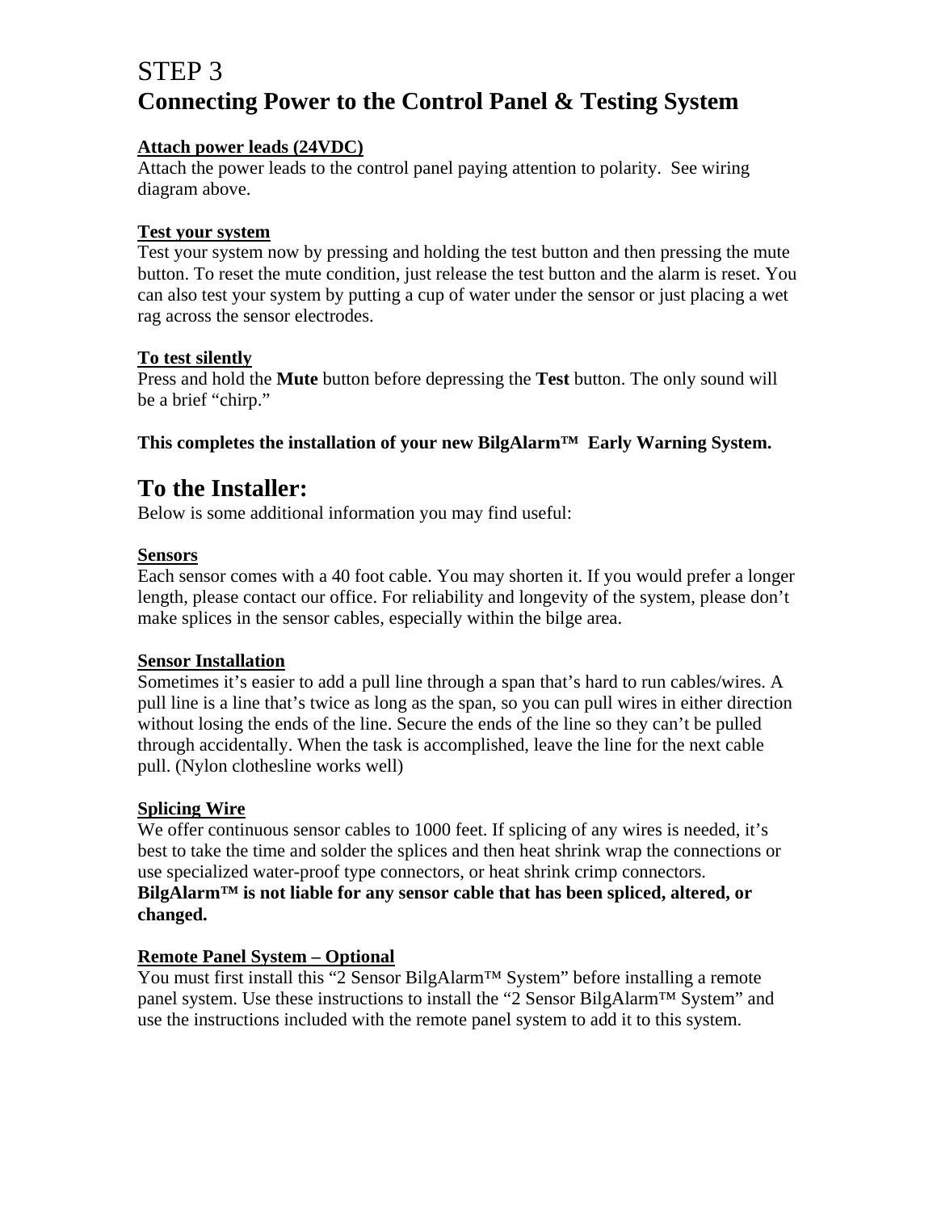# STEP 3
# Connecting Power to the Control Panel & Testing System

**Attach power leads (24VDC)**
Attach the power leads to the control panel paying attention to polarity. See wiring diagram above.

**Test your system**
Test your system now by pressing and holding the test button and then pressing the mute button. To reset the mute condition, just release the test button and the alarm is reset. You can also test your system by putting a cup of water under the sensor or just placing a wet rag across the sensor electrodes.

**To test silently**
Press and hold the **Mute** button before depressing the **Test** button. The only sound will be a brief "chirp."

**This completes the installation of your new BilgAlarm™ Early Warning System.**

## To the Installer:

Below is some additional information you may find useful:

**Sensors**
Each sensor comes with a 40 foot cable. You may shorten it. If you would prefer a longer length, please contact our office. For reliability and longevity of the system, please don't make splices in the sensor cables, especially within the bilge area.

**Sensor Installation**
Sometimes it's easier to add a pull line through a span that's hard to run cables/wires. A pull line is a line that's twice as long as the span, so you can pull wires in either direction without losing the ends of the line. Secure the ends of the line so they can't be pulled through accidentally. When the task is accomplished, leave the line for the next cable pull. (Nylon clothesline works well)

**Splicing Wire**
We offer continuous sensor cables to 1000 feet. If splicing of any wires is needed, it's best to take the time and solder the splices and then heat shrink wrap the connections or use specialized water-proof type connectors, or heat shrink crimp connectors.
**BilgAlarm™ is not liable for any sensor cable that has been spliced, altered, or changed.**

**Remote Panel System – Optional**
You must first install this "2 Sensor BilgAlarm™ System" before installing a remote panel system. Use these instructions to install the "2 Sensor BilgAlarm™ System" and use the instructions included with the remote panel system to add it to this system.